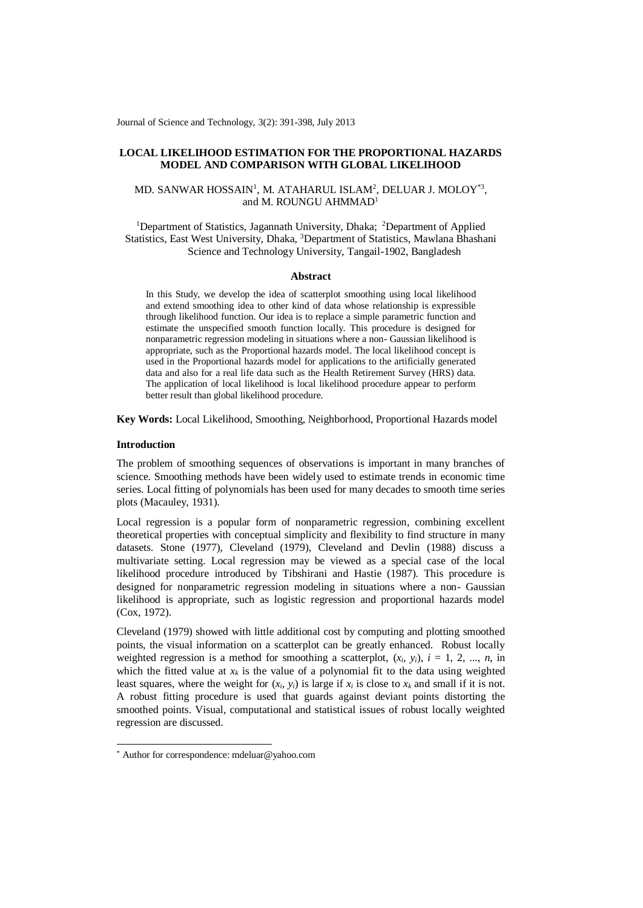# LOCAL LIKELIHOOD ESTIMATION FOR THE PROPORTIONAL HAZARDS MODEL AND COMPARISON WITH GLOBAL LIKELIHOOD

MD. SANWAR HOSSAIN[1], M. ATAHARUL ISLAM[2], DELUAR J. MOLOY[*3], and M. ROUNGU AHMMAD[1]

[1]Department of Statistics, Jagannath University, Dhaka; [2]Department of Applied Statistics, East West University, Dhaka, [3]Department of Statistics, Mawlana Bhashani Science and Technology University, Tangail-1902, Bangladesh

## Abstract

In this Study, we develop the idea of scatterplot smoothing using local likelihood and extend smoothing idea to other kind of data whose relationship is expressible through likelihood function. Our idea is to replace a simple parametric function and estimate the unspecified smooth function locally. This procedure is designed for nonparametric regression modeling in situations where a non- Gaussian likelihood is appropriate, such as the Proportional hazards model. The local likelihood concept is used in the Proportional hazards model for applications to the artificially generated data and also for a real life data such as the Health Retirement Survey (HRS) data. The application of local likelihood is local likelihood procedure appear to perform better result than global likelihood procedure.

**Key Words:** Local Likelihood, Smoothing, Neighborhood, Proportional Hazards model

## Introduction

The problem of smoothing sequences of observations is important in many branches of science. Smoothing methods have been widely used to estimate trends in economic time series. Local fitting of polynomials has been used for many decades to smooth time series plots (Macauley, 1931).

Local regression is a popular form of nonparametric regression, combining excellent theoretical properties with conceptual simplicity and flexibility to find structure in many datasets. Stone (1977), Cleveland (1979), Cleveland and Devlin (1988) discuss a multivariate setting. Local regression may be viewed as a special case of the local likelihood procedure introduced by Tibshirani and Hastie (1987). This procedure is designed for nonparametric regression modeling in situations where a non- Gaussian likelihood is appropriate, such as logistic regression and proportional hazards model (Cox, 1972).

Cleveland (1979) showed with little additional cost by computing and plotting smoothed points, the visual information on a scatterplot can be greatly enhanced. Robust locally weighted regression is a method for smoothing a scatterplot, $(x_i, y_i)$, $i = 1, 2, ..., n$, in which the fitted value at $x_k$ is the value of a polynomial fit to the data using weighted least squares, where the weight for $(x_i, y_i)$ is large if $x_i$ is close to $x_k$ and small if it is not. A robust fitting procedure is used that guards against deviant points distorting the smoothed points. Visual, computational and statistical issues of robust locally weighted regression are discussed.

---

[*] Author for correspondence: mdeluar@yahoo.com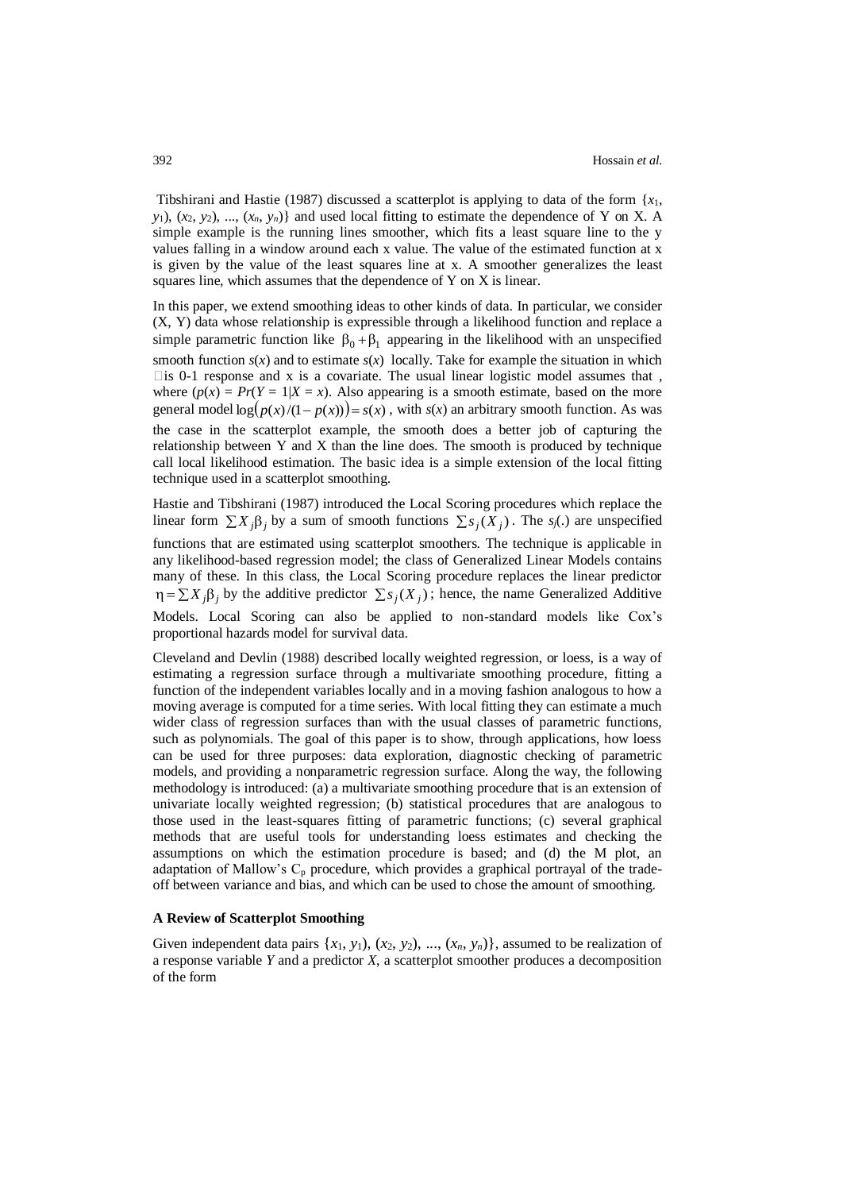Tibshirani and Hastie (1987) discussed a scatterplot is applying to data of the form $\{x_1, y_1), (x_2, y_2), ..., (x_n, y_n)\}$ and used local fitting to estimate the dependence of Y on X. A simple example is the running lines smoother, which fits a least square line to the y values falling in a window around each x value. The value of the estimated function at x is given by the value of the least squares line at x. A smoother generalizes the least squares line, which assumes that the dependence of Y on X is linear.

In this paper, we extend smoothing ideas to other kinds of data. In particular, we consider (X, Y) data whose relationship is expressible through a likelihood function and replace a simple parametric function like $\beta_0 + \beta_1$ appearing in the likelihood with an unspecified smooth function $s(x)$ and to estimate $s(x)$ locally. Take for example the situation in which is 0-1 response and x is a covariate. The usual linear logistic model assumes that , where ($p(x) = Pr(Y = 1|X = x)$. Also appearing is a smooth estimate, based on the more general model $\log\left(p(x)/(1-p(x))\right) = s(x)$, with $s(x)$ an arbitrary smooth function. As was the case in the scatterplot example, the smooth does a better job of capturing the relationship between Y and X than the line does. The smooth is produced by technique call local likelihood estimation. The basic idea is a simple extension of the local fitting technique used in a scatterplot smoothing.

Hastie and Tibshirani (1987) introduced the Local Scoring procedures which replace the linear form $\sum X_j\beta_j$ by a sum of smooth functions $\sum s_j(X_j)$. The $s_j(.)$ are unspecified functions that are estimated using scatterplot smoothers. The technique is applicable in any likelihood-based regression model; the class of Generalized Linear Models contains many of these. In this class, the Local Scoring procedure replaces the linear predictor $\eta = \sum X_j\beta_j$ by the additive predictor $\sum s_j(X_j)$; hence, the name Generalized Additive Models. Local Scoring can also be applied to non-standard models like Cox's proportional hazards model for survival data.

Cleveland and Devlin (1988) described locally weighted regression, or loess, is a way of estimating a regression surface through a multivariate smoothing procedure, fitting a function of the independent variables locally and in a moving fashion analogous to how a moving average is computed for a time series. With local fitting they can estimate a much wider class of regression surfaces than with the usual classes of parametric functions, such as polynomials. The goal of this paper is to show, through applications, how loess can be used for three purposes: data exploration, diagnostic checking of parametric models, and providing a nonparametric regression surface. Along the way, the following methodology is introduced: (a) a multivariate smoothing procedure that is an extension of univariate locally weighted regression; (b) statistical procedures that are analogous to those used in the least-squares fitting of parametric functions; (c) several graphical methods that are useful tools for understanding loess estimates and checking the assumptions on which the estimation procedure is based; and (d) the M plot, an adaptation of Mallow's $C_p$ procedure, which provides a graphical portrayal of the trade-off between variance and bias, and which can be used to chose the amount of smoothing.

**A Review of Scatterplot Smoothing**

Given independent data pairs $\{x_1, y_1), (x_2, y_2), ..., (x_n, y_n)\}$, assumed to be realization of a response variable *Y* and a predictor *X*, a scatterplot smoother produces a decomposition of the form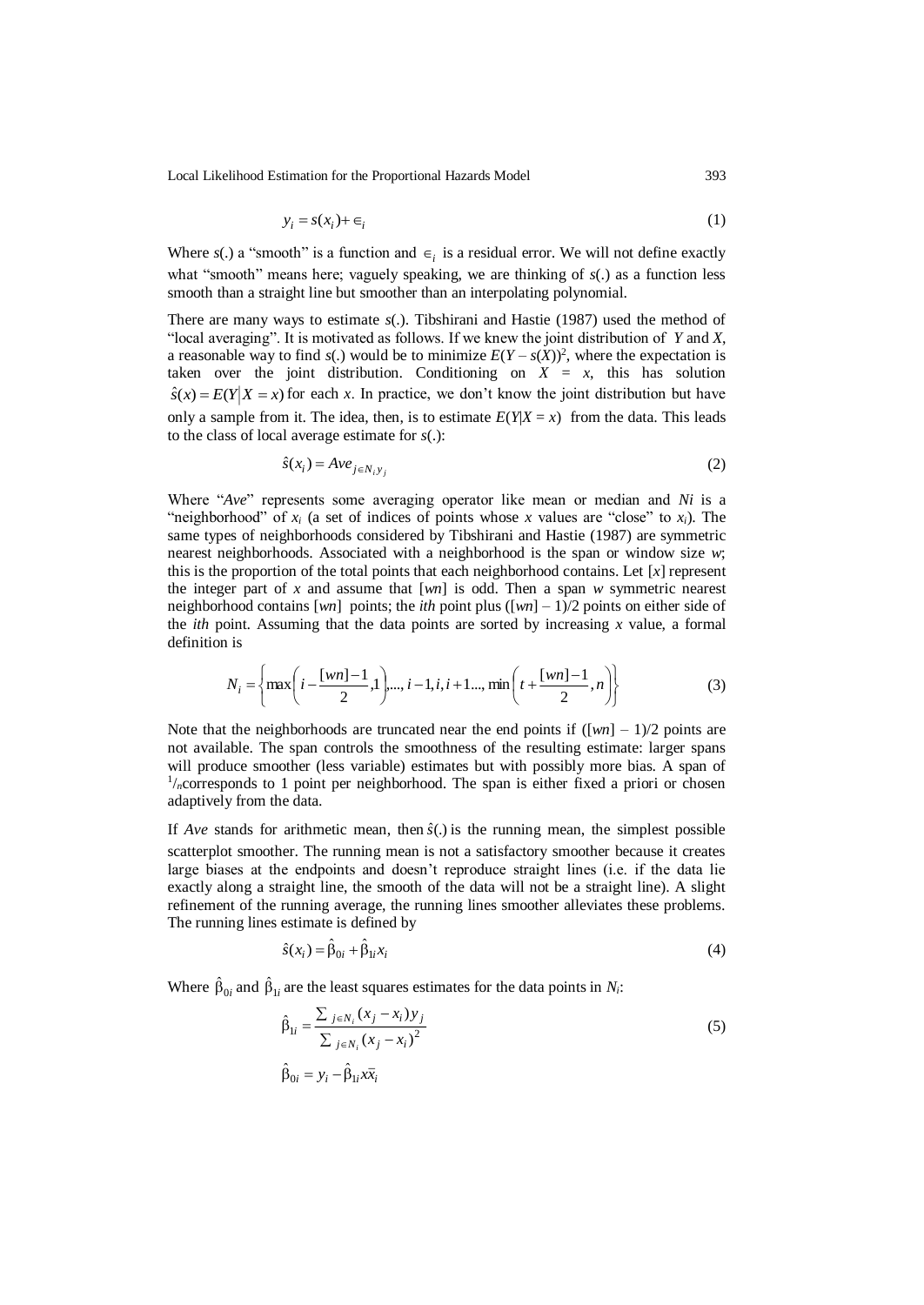$$y_i = s(x_i) + \in_i \tag{1}$$

Where $s(.)$ a "smooth" is a function and $\in_i$ is a residual error. We will not define exactly what "smooth" means here; vaguely speaking, we are thinking of $s(.)$ as a function less smooth than a straight line but smoother than an interpolating polynomial.

There are many ways to estimate $s(.)$. Tibshirani and Hastie (1987) used the method of "local averaging". It is motivated as follows. If we knew the joint distribution of $Y$ and $X$, a reasonable way to find $s(.)$ would be to minimize $E(Y - s(X))^2$, where the expectation is taken over the joint distribution. Conditioning on $X = x$, this has solution $\hat{s}(x) = E(Y|X = x)$ for each $x$. In practice, we don't know the joint distribution but have only a sample from it. The idea, then, is to estimate $E(Y|X = x)$ from the data. This leads to the class of local average estimate for $s(.)$:

$$\hat{s}(x_i) = Ave_{j \in N_i} y_j \tag{2}$$

Where "*Ave*" represents some averaging operator like mean or median and $Ni$ is a "neighborhood" of $x_i$ (a set of indices of points whose $x$ values are "close" to $x_i$). The same types of neighborhoods considered by Tibshirani and Hastie (1987) are symmetric nearest neighborhoods. Associated with a neighborhood is the span or window size $w$; this is the proportion of the total points that each neighborhood contains. Let $[x]$ represent the integer part of $x$ and assume that $[wn]$ is odd. Then a span $w$ symmetric nearest neighborhood contains $[wn]$ points; the *ith* point plus $([wn] - 1)/2$ points on either side of the *ith* point. Assuming that the data points are sorted by increasing $x$ value, a formal definition is

$$N_i = \left\{ \max\left(i - \frac{[wn]-1}{2}, 1\right), \ldots, i-1, i, i+1 \ldots, \min\left(t + \frac{[wn]-1}{2}, n\right) \right\} \tag{3}$$

Note that the neighborhoods are truncated near the end points if $([wn] - 1)/2$ points are not available. The span controls the smoothness of the resulting estimate: larger spans will produce smoother (less variable) estimates but with possibly more bias. A span of $^1/_n$ corresponds to 1 point per neighborhood. The span is either fixed a priori or chosen adaptively from the data.

If *Ave* stands for arithmetic mean, then $\hat{s}(.)$ is the running mean, the simplest possible scatterplot smoother. The running mean is not a satisfactory smoother because it creates large biases at the endpoints and doesn't reproduce straight lines (i.e. if the data lie exactly along a straight line, the smooth of the data will not be a straight line). A slight refinement of the running average, the running lines smoother alleviates these problems. The running lines estimate is defined by

$$\hat{s}(x_i) = \hat{\beta}_{0i} + \hat{\beta}_{1i} x_i \tag{4}$$

Where $\hat{\beta}_{0i}$ and $\hat{\beta}_{1i}$ are the least squares estimates for the data points in $N_i$:

$$\hat{\beta}_{1i} = \frac{\sum_{j \in N_i} (x_j - x_i) y_j}{\sum_{j \in N_i} (x_j - x_i)^2} \tag{5}$$

$$\hat{\beta}_{0i} = y_i - \hat{\beta}_{1i} x\bar{x}_i$$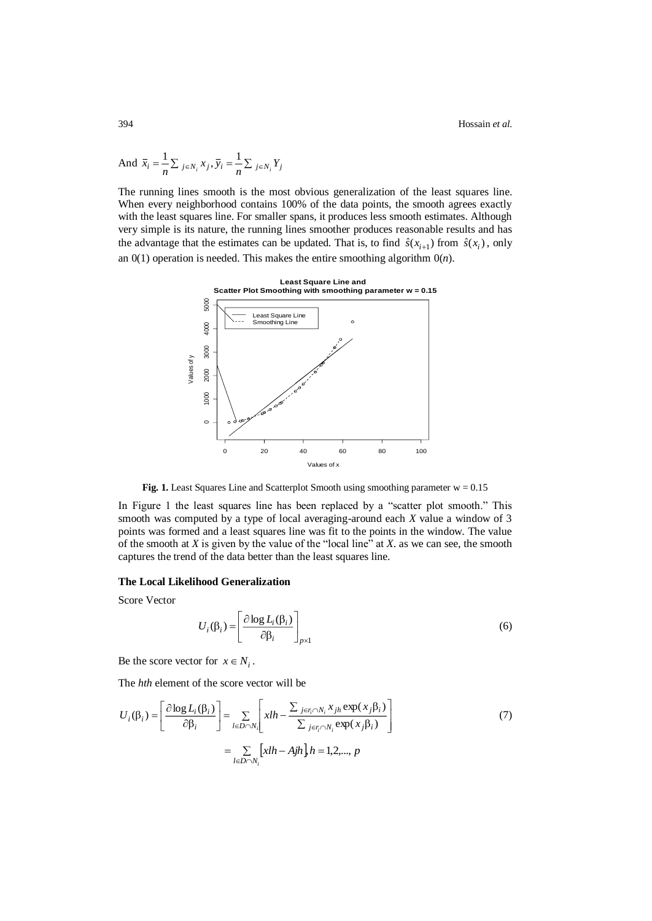And $\bar{x}_i = \frac{1}{n}\sum_{j \in N_i} x_j, \bar{y}_i = \frac{1}{n}\sum_{j \in N_i} Y_j$

The running lines smooth is the most obvious generalization of the least squares line. When every neighborhood contains 100% of the data points, the smooth agrees exactly with the least squares line. For smaller spans, it produces less smooth estimates. Although very simple is its nature, the running lines smoother produces reasonable results and has the advantage that the estimates can be updated. That is, to find $\hat{s}(x_{i+1})$ from $\hat{s}(x_i)$, only an 0(1) operation is needed. This makes the entire smoothing algorithm 0($n$).

**Fig. 1.** Least Squares Line and Scatterplot Smooth using smoothing parameter w = 0.15

In Figure 1 the least squares line has been replaced by a "scatter plot smooth." This smooth was computed by a type of local averaging-around each $X$ value a window of 3 points was formed and a least squares line was fit to the points in the window. The value of the smooth at $X$ is given by the value of the "local line" at $X$. as we can see, the smooth captures the trend of the data better than the least squares line.

**The Local Likelihood Generalization**

Score Vector

$$U_i(\beta_i) = \left[\frac{\partial \log L_i(\beta_i)}{\partial \beta_i}\right]_{p\times 1} \tag{6}$$

Be the score vector for $x \in N_i$.

The *hth* element of the score vector will be

$$U_i(\beta_i) = \left[\frac{\partial \log L_i(\beta_i)}{\partial \beta_i}\right] = \sum_{l \in D \cap N_i}\left[xlh - \frac{\sum_{j \in r_l \cap N_i} x_{jh}\exp(x_j\beta_i)}{\sum_{j \in r_l \cap N_i}\exp(x_j\beta_i)}\right] \tag{7}$$

$$= \sum_{l \in D \cap N_i}\left[xlh - Ajh\right], h = 1,2,\ldots, p$$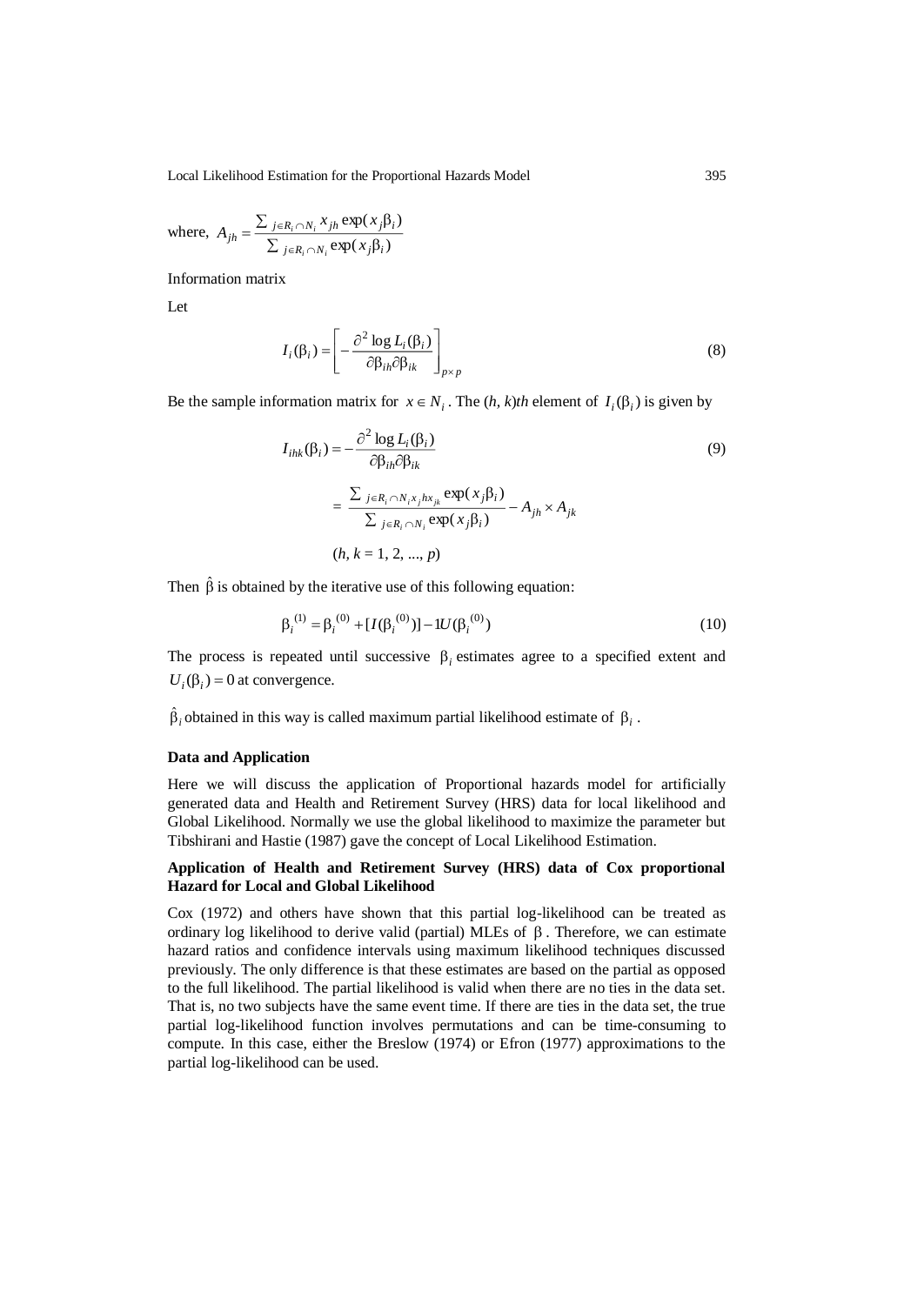where, $A_{jh} = \dfrac{\sum_{j \in R_i \cap N_i} x_{jh} \exp(x_j \beta_i)}{\sum_{j \in R_i \cap N_i} \exp(x_j \beta_i)}$

Information matrix

Let

$$I_i(\beta_i) = \left[ -\frac{\partial^2 \log L_i(\beta_i)}{\partial \beta_{ih} \partial \beta_{ik}} \right]_{p \times p} \tag{8}$$

Be the sample information matrix for $x \in N_i$. The $(h, k)th$ element of $I_i(\beta_i)$ is given by

$$I_{ihk}(\beta_i) = -\frac{\partial^2 \log L_i(\beta_i)}{\partial \beta_{ih} \partial \beta_{ik}} \tag{9}$$

$$= \frac{\sum_{j \in R_i \cap N_i x_j h x_{jk}} \exp(x_j \beta_i)}{\sum_{j \in R_i \cap N_i} \exp(x_j \beta_i)} - A_{jh} \times A_{jk}$$

$$(h, k = 1, 2, ..., p)$$

Then $\hat{\beta}$ is obtained by the iterative use of this following equation:

$$\beta_i^{(1)} = \beta_i^{(0)} + [I(\beta_i^{(0)})] - 1U(\beta_i^{(0)}) \tag{10}$$

The process is repeated until successive $\beta_i$ estimates agree to a specified extent and $U_i(\beta_i) = 0$ at convergence.

$\hat{\beta}_i$ obtained in this way is called maximum partial likelihood estimate of $\beta_i$.

**Data and Application**

Here we will discuss the application of Proportional hazards model for artificially generated data and Health and Retirement Survey (HRS) data for local likelihood and Global Likelihood. Normally we use the global likelihood to maximize the parameter but Tibshirani and Hastie (1987) gave the concept of Local Likelihood Estimation.

**Application of Health and Retirement Survey (HRS) data of Cox proportional Hazard for Local and Global Likelihood**

Cox (1972) and others have shown that this partial log-likelihood can be treated as ordinary log likelihood to derive valid (partial) MLEs of $\beta$. Therefore, we can estimate hazard ratios and confidence intervals using maximum likelihood techniques discussed previously. The only difference is that these estimates are based on the partial as opposed to the full likelihood. The partial likelihood is valid when there are no ties in the data set. That is, no two subjects have the same event time. If there are ties in the data set, the true partial log-likelihood function involves permutations and can be time-consuming to compute. In this case, either the Breslow (1974) or Efron (1977) approximations to the partial log-likelihood can be used.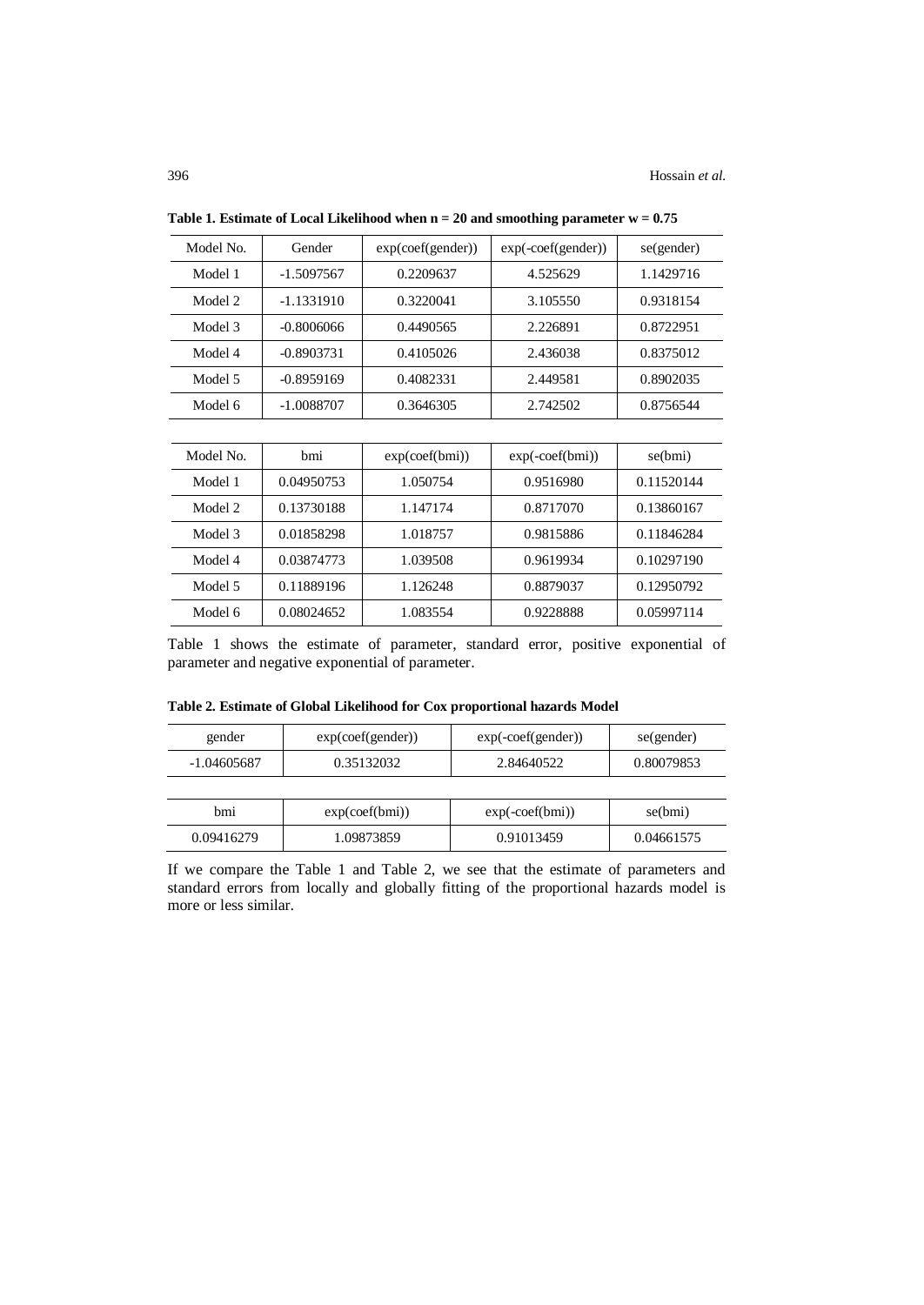**Table 1. Estimate of Local Likelihood when n = 20 and smoothing parameter w = 0.75**

| Model No. | Gender | exp(coef(gender)) | exp(-coef(gender)) | se(gender) |
|---|---|---|---|---|
| Model 1 | -1.5097567 | 0.2209637 | 4.525629 | 1.1429716 |
| Model 2 | -1.1331910 | 0.3220041 | 3.105550 | 0.9318154 |
| Model 3 | -0.8006066 | 0.4490565 | 2.226891 | 0.8722951 |
| Model 4 | -0.8903731 | 0.4105026 | 2.436038 | 0.8375012 |
| Model 5 | -0.8959169 | 0.4082331 | 2.449581 | 0.8902035 |
| Model 6 | -1.0088707 | 0.3646305 | 2.742502 | 0.8756544 |

| Model No. | bmi | exp(coef(bmi)) | exp(-coef(bmi)) | se(bmi) |
|---|---|---|---|---|
| Model 1 | 0.04950753 | 1.050754 | 0.9516980 | 0.11520144 |
| Model 2 | 0.13730188 | 1.147174 | 0.8717070 | 0.13860167 |
| Model 3 | 0.01858298 | 1.018757 | 0.9815886 | 0.11846284 |
| Model 4 | 0.03874773 | 1.039508 | 0.9619934 | 0.10297190 |
| Model 5 | 0.11889196 | 1.126248 | 0.8879037 | 0.12950792 |
| Model 6 | 0.08024652 | 1.083554 | 0.9228888 | 0.05997114 |

Table 1 shows the estimate of parameter, standard error, positive exponential of parameter and negative exponential of parameter.

**Table 2. Estimate of Global Likelihood for Cox proportional hazards Model**

| gender | exp(coef(gender)) | exp(-coef(gender)) | se(gender) |
|---|---|---|---|
| -1.04605687 | 0.35132032 | 2.84640522 | 0.80079853 |

| bmi | exp(coef(bmi)) | exp(-coef(bmi)) | se(bmi) |
|---|---|---|---|
| 0.09416279 | 1.09873859 | 0.91013459 | 0.04661575 |

If we compare the Table 1 and Table 2, we see that the estimate of parameters and standard errors from locally and globally fitting of the proportional hazards model is more or less similar.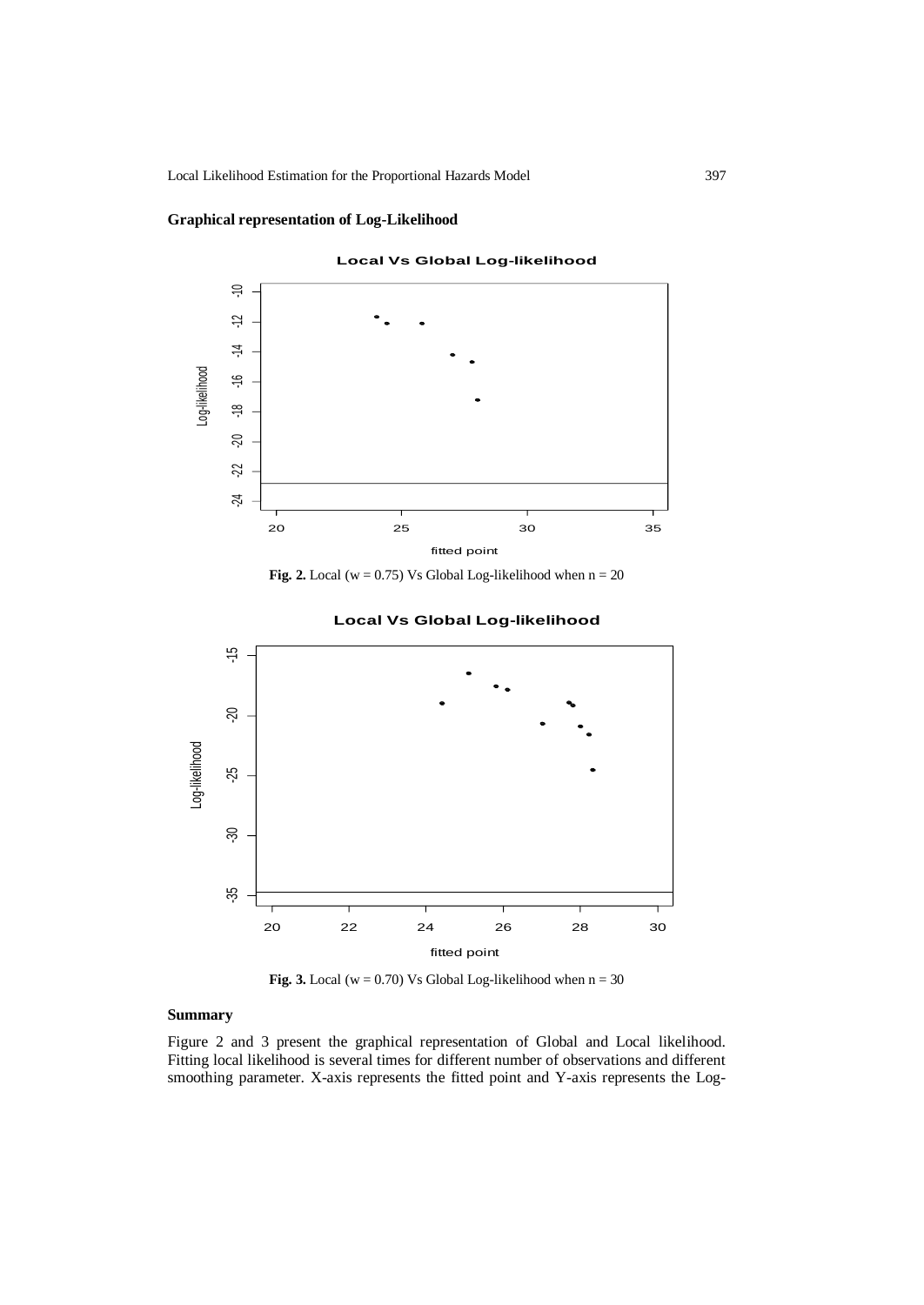## Graphical representation of Log-Likelihood

Fig. 2. Local (w = 0.75) Vs Global Log-likelihood when n = 20

Fig. 3. Local (w = 0.70) Vs Global Log-likelihood when n = 30

## Summary

Figure 2 and 3 present the graphical representation of Global and Local likelihood. Fitting local likelihood is several times for different number of observations and different smoothing parameter. X-axis represents the fitted point and Y-axis represents the Log-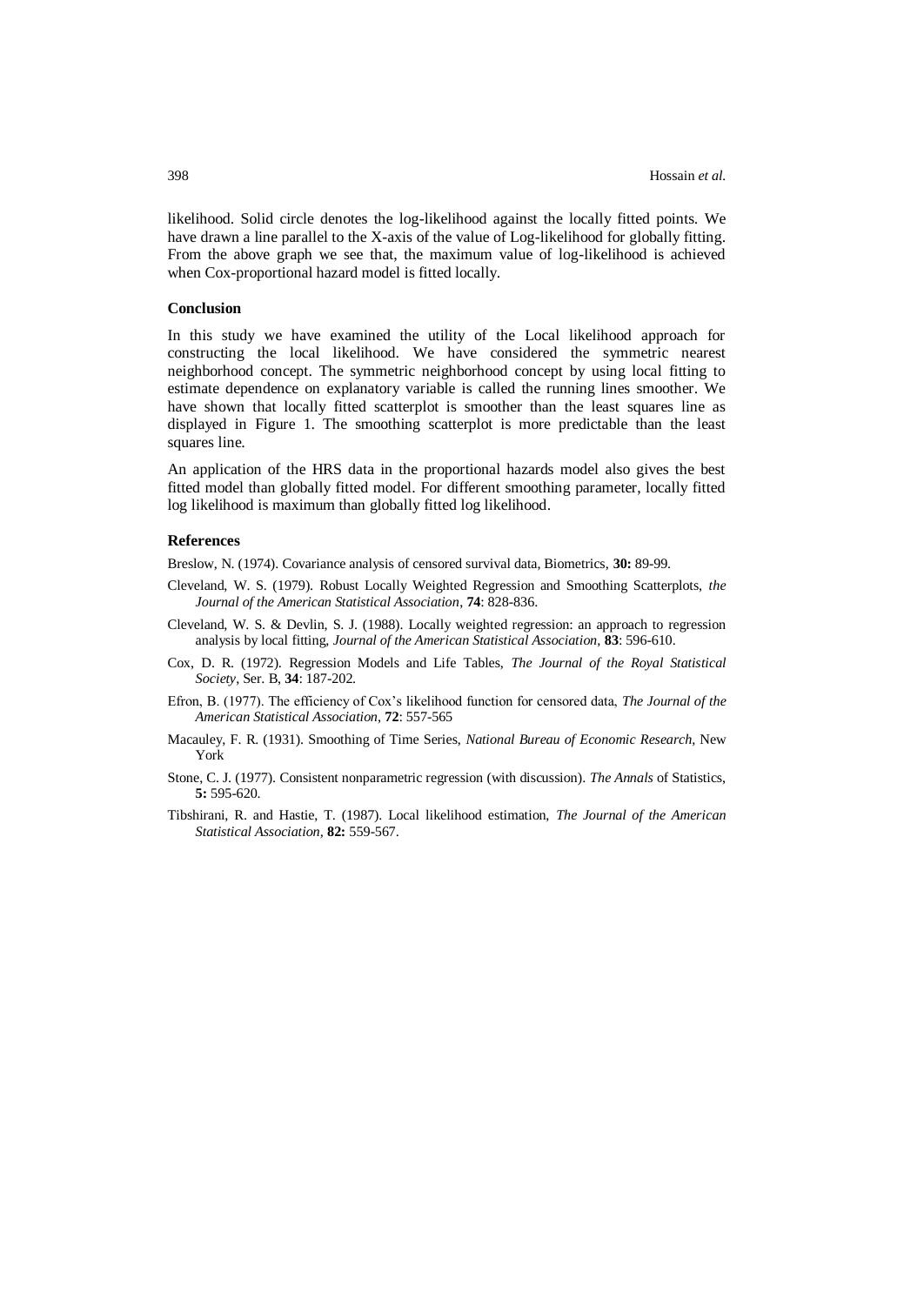likelihood. Solid circle denotes the log-likelihood against the locally fitted points. We have drawn a line parallel to the X-axis of the value of Log-likelihood for globally fitting. From the above graph we see that, the maximum value of log-likelihood is achieved when Cox-proportional hazard model is fitted locally.

### Conclusion

In this study we have examined the utility of the Local likelihood approach for constructing the local likelihood. We have considered the symmetric nearest neighborhood concept. The symmetric neighborhood concept by using local fitting to estimate dependence on explanatory variable is called the running lines smoother. We have shown that locally fitted scatterplot is smoother than the least squares line as displayed in Figure 1. The smoothing scatterplot is more predictable than the least squares line.

An application of the HRS data in the proportional hazards model also gives the best fitted model than globally fitted model. For different smoothing parameter, locally fitted log likelihood is maximum than globally fitted log likelihood.

### References

Breslow, N. (1974). Covariance analysis of censored survival data, Biometrics, **30:** 89-99.

Cleveland, W. S. (1979). Robust Locally Weighted Regression and Smoothing Scatterplots, *the Journal of the American Statistical Association*, **74**: 828-836.

Cleveland, W. S. & Devlin, S. J. (1988). Locally weighted regression: an approach to regression analysis by local fitting, *Journal of the American Statistical Association*, **83**: 596-610.

Cox, D. R. (1972). Regression Models and Life Tables, *The Journal of the Royal Statistical Society*, Ser. B, **34**: 187-202.

Efron, B. (1977). The efficiency of Cox's likelihood function for censored data, *The Journal of the American Statistical Association*, **72**: 557-565

Macauley, F. R. (1931). Smoothing of Time Series, *National Bureau of Economic Research*, New York

Stone, C. J. (1977). Consistent nonparametric regression (with discussion). *The Annals* of Statistics, **5:** 595-620.

Tibshirani, R. and Hastie, T. (1987). Local likelihood estimation, *The Journal of the American Statistical Association*, **82:** 559-567.